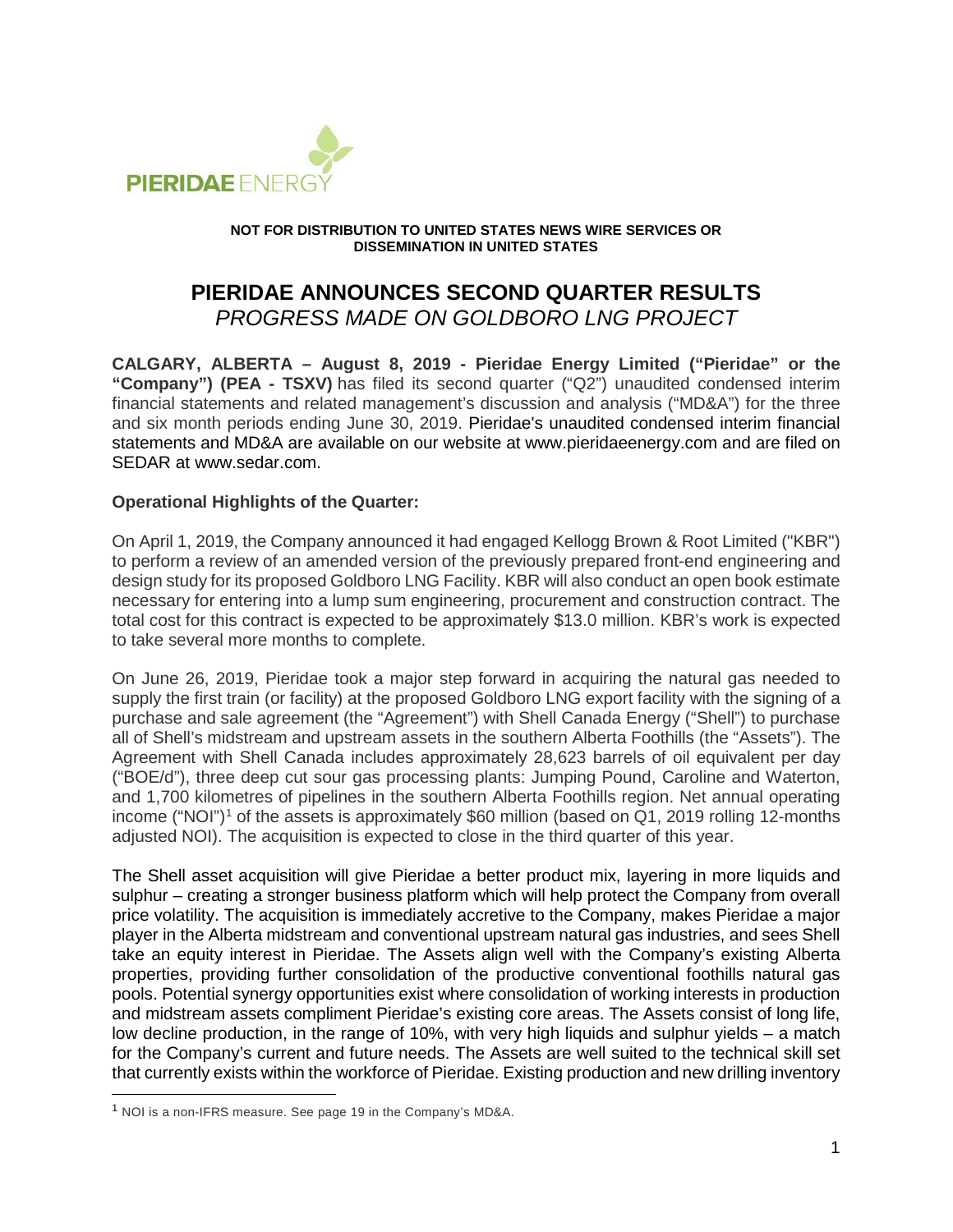**NOT FOR DISTRIBUTION TO UNITED STATES NEWS WIRE SERVICES OR DISSEMINATION IN UNITED STATES**

# PIERIDAE ANNOUNCES SECOND QUARTER RESULTS

*PROGRESS MADE ON GOLDBORO LNG PROJECT*

**CALGARY, ALBERTA – August 8, 2019 - Pieridae Energy Limited ("Pieridae" or the "Company") (PEA - TSXV)** has filed its second quarter ("Q2") unaudited condensed interim financial statements and related management's discussion and analysis ("MD&A") for the three and six month periods ending June 30, 2019. Pieridae's unaudited condensed interim financial statements and MD&A are available on our website at www.pieridaeenergy.com and are filed on SEDAR at www.sedar.com.

**Operational Highlights of the Quarter:**

On April 1, 2019, the Company announced it had engaged Kellogg Brown & Root Limited ("KBR") to perform a review of an amended version of the previously prepared front-end engineering and design study for its proposed Goldboro LNG Facility. KBR will also conduct an open book estimate necessary for entering into a lump sum engineering, procurement and construction contract. The total cost for this contract is expected to be approximately $13.0 million. KBR's work is expected to take several more months to complete.

On June 26, 2019, Pieridae took a major step forward in acquiring the natural gas needed to supply the first train (or facility) at the proposed Goldboro LNG export facility with the signing of a purchase and sale agreement (the "Agreement") with Shell Canada Energy ("Shell") to purchase all of Shell's midstream and upstream assets in the southern Alberta Foothills (the "Assets"). The Agreement with Shell Canada includes approximately 28,623 barrels of oil equivalent per day ("BOE/d"), three deep cut sour gas processing plants: Jumping Pound, Caroline and Waterton, and 1,700 kilometres of pipelines in the southern Alberta Foothills region. Net annual operating income ("NOI")[1] of the assets is approximately $60 million (based on Q1, 2019 rolling 12-months adjusted NOI). The acquisition is expected to close in the third quarter of this year.

The Shell asset acquisition will give Pieridae a better product mix, layering in more liquids and sulphur – creating a stronger business platform which will help protect the Company from overall price volatility. The acquisition is immediately accretive to the Company, makes Pieridae a major player in the Alberta midstream and conventional upstream natural gas industries, and sees Shell take an equity interest in Pieridae. The Assets align well with the Company's existing Alberta properties, providing further consolidation of the productive conventional foothills natural gas pools. Potential synergy opportunities exist where consolidation of working interests in production and midstream assets compliment Pieridae's existing core areas. The Assets consist of long life, low decline production, in the range of 10%, with very high liquids and sulphur yields – a match for the Company's current and future needs. The Assets are well suited to the technical skill set that currently exists within the workforce of Pieridae. Existing production and new drilling inventory

[1] NOI is a non-IFRS measure. See page 19 in the Company's MD&A.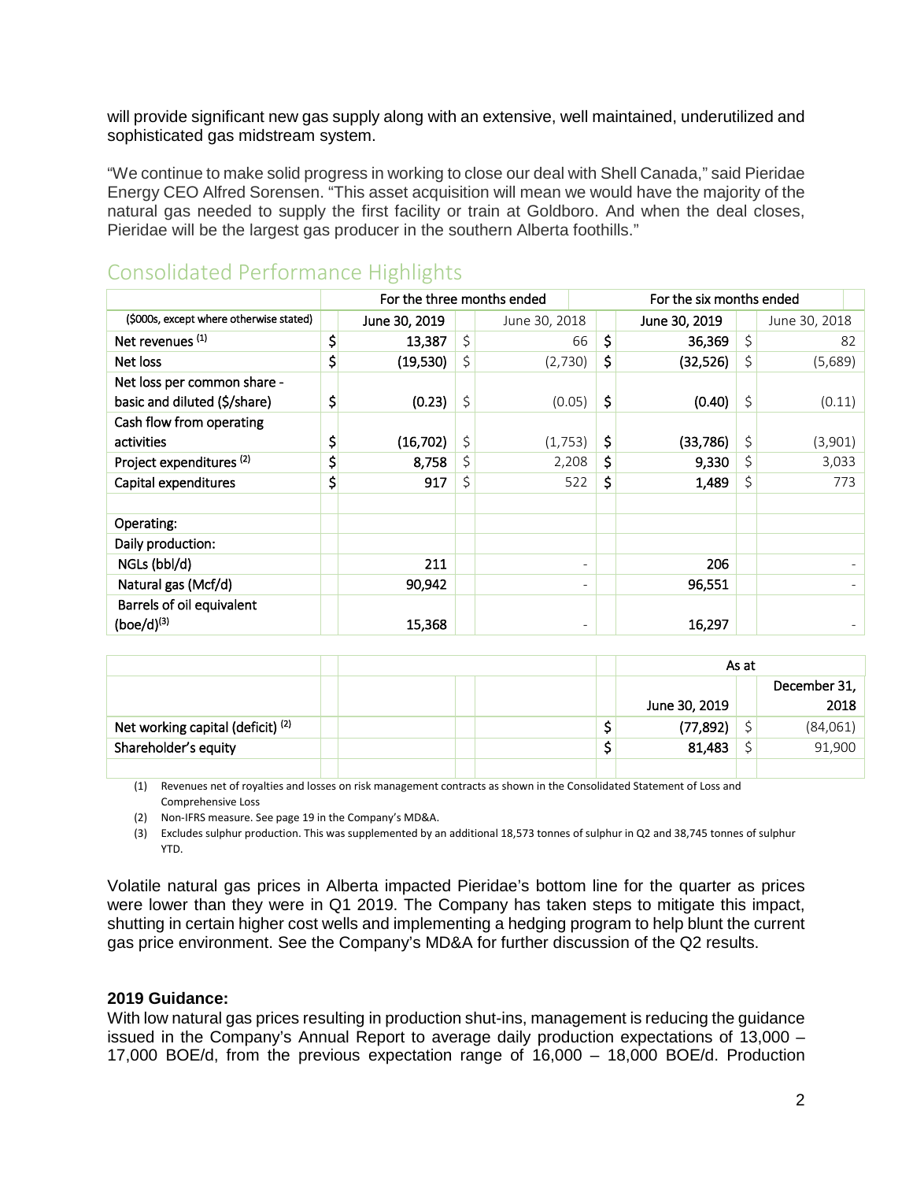will provide significant new gas supply along with an extensive, well maintained, underutilized and sophisticated gas midstream system.

"We continue to make solid progress in working to close our deal with Shell Canada," said Pieridae Energy CEO Alfred Sorensen. "This asset acquisition will mean we would have the majority of the natural gas needed to supply the first facility or train at Goldboro. And when the deal closes, Pieridae will be the largest gas producer in the southern Alberta foothills."

## Consolidated Performance Highlights

| | For the three months ended | | For the six months ended | |
|---|---|---|---|---|
| ($000s, except where otherwise stated) | June 30, 2019 | June 30, 2018 | June 30, 2019 | June 30, 2018 |
| Net revenues [1] | $ 13,387 | $ 66 | $ 36,369 | $ 82 |
| Net loss | $ (19,530) | $ (2,730) | $ (32,526) | $ (5,689) |
| Net loss per common share - basic and diluted ($/share) | $ (0.23) | $ (0.05) | $ (0.40) | $ (0.11) |
| Cash flow from operating activities | $ (16,702) | $ (1,753) | $ (33,786) | $ (3,901) |
| Project expenditures [2] | $ 8,758 | $ 2,208 | $ 9,330 | $ 3,033 |
| Capital expenditures | $ 917 | $ 522 | $ 1,489 | $ 773 |
| | | | | |
| Operating: | | | | |
| Daily production: | | | | |
| NGLs (bbl/d) | 211 | - | 206 | - |
| Natural gas (Mcf/d) | 90,942 | - | 96,551 | - |
| Barrels of oil equivalent (boe/d)[3] | 15,368 | - | 16,297 | - |

| | As at | |
|---|---|---|
| | June 30, 2019 | December 31, 2018 |
| Net working capital (deficit) [2] | $ (77,892) | $ (84,061) |
| Shareholder's equity | $ 81,483 | $ 91,900 |

(1) Revenues net of royalties and losses on risk management contracts as shown in the Consolidated Statement of Loss and Comprehensive Loss

(2) Non-IFRS measure. See page 19 in the Company's MD&A.

(3) Excludes sulphur production. This was supplemented by an additional 18,573 tonnes of sulphur in Q2 and 38,745 tonnes of sulphur YTD.

Volatile natural gas prices in Alberta impacted Pieridae's bottom line for the quarter as prices were lower than they were in Q1 2019. The Company has taken steps to mitigate this impact, shutting in certain higher cost wells and implementing a hedging program to help blunt the current gas price environment. See the Company's MD&A for further discussion of the Q2 results.

**2019 Guidance:**

With low natural gas prices resulting in production shut-ins, management is reducing the guidance issued in the Company's Annual Report to average daily production expectations of 13,000 – 17,000 BOE/d, from the previous expectation range of 16,000 – 18,000 BOE/d. Production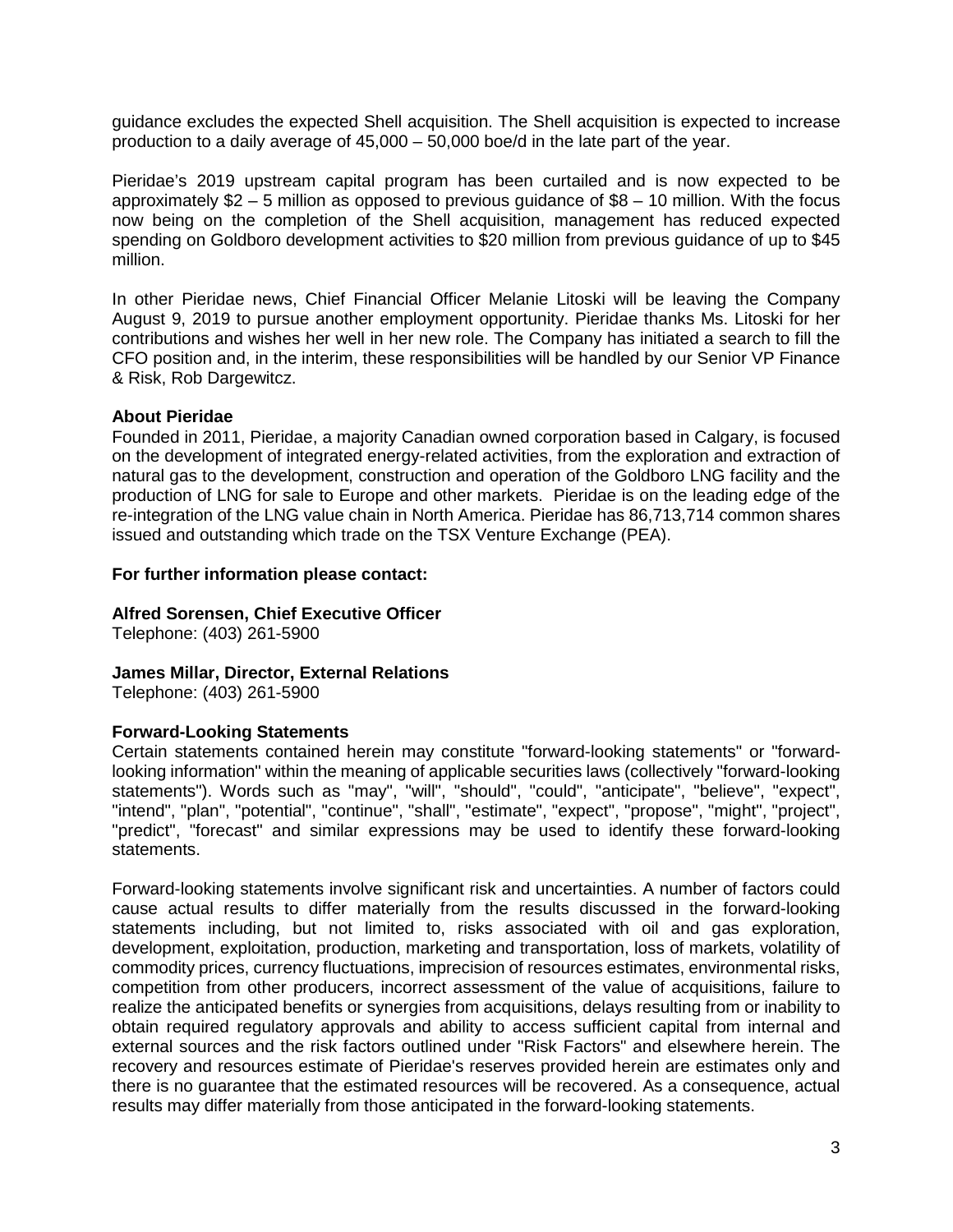guidance excludes the expected Shell acquisition. The Shell acquisition is expected to increase production to a daily average of 45,000 – 50,000 boe/d in the late part of the year.

Pieridae's 2019 upstream capital program has been curtailed and is now expected to be approximately $2 – 5 million as opposed to previous guidance of $8 – 10 million. With the focus now being on the completion of the Shell acquisition, management has reduced expected spending on Goldboro development activities to $20 million from previous guidance of up to $45 million.

In other Pieridae news, Chief Financial Officer Melanie Litoski will be leaving the Company August 9, 2019 to pursue another employment opportunity. Pieridae thanks Ms. Litoski for her contributions and wishes her well in her new role. The Company has initiated a search to fill the CFO position and, in the interim, these responsibilities will be handled by our Senior VP Finance & Risk, Rob Dargewitcz.

**About Pieridae**

Founded in 2011, Pieridae, a majority Canadian owned corporation based in Calgary, is focused on the development of integrated energy-related activities, from the exploration and extraction of natural gas to the development, construction and operation of the Goldboro LNG facility and the production of LNG for sale to Europe and other markets. Pieridae is on the leading edge of the re-integration of the LNG value chain in North America. Pieridae has 86,713,714 common shares issued and outstanding which trade on the TSX Venture Exchange (PEA).

**For further information please contact:**

**Alfred Sorensen, Chief Executive Officer**
Telephone: (403) 261-5900

**James Millar, Director, External Relations**
Telephone: (403) 261-5900

**Forward-Looking Statements**

Certain statements contained herein may constitute "forward-looking statements" or "forward-looking information" within the meaning of applicable securities laws (collectively "forward-looking statements"). Words such as "may", "will", "should", "could", "anticipate", "believe", "expect", "intend", "plan", "potential", "continue", "shall", "estimate", "expect", "propose", "might", "project", "predict", "forecast" and similar expressions may be used to identify these forward-looking statements.

Forward-looking statements involve significant risk and uncertainties. A number of factors could cause actual results to differ materially from the results discussed in the forward-looking statements including, but not limited to, risks associated with oil and gas exploration, development, exploitation, production, marketing and transportation, loss of markets, volatility of commodity prices, currency fluctuations, imprecision of resources estimates, environmental risks, competition from other producers, incorrect assessment of the value of acquisitions, failure to realize the anticipated benefits or synergies from acquisitions, delays resulting from or inability to obtain required regulatory approvals and ability to access sufficient capital from internal and external sources and the risk factors outlined under "Risk Factors" and elsewhere herein. The recovery and resources estimate of Pieridae's reserves provided herein are estimates only and there is no guarantee that the estimated resources will be recovered. As a consequence, actual results may differ materially from those anticipated in the forward-looking statements.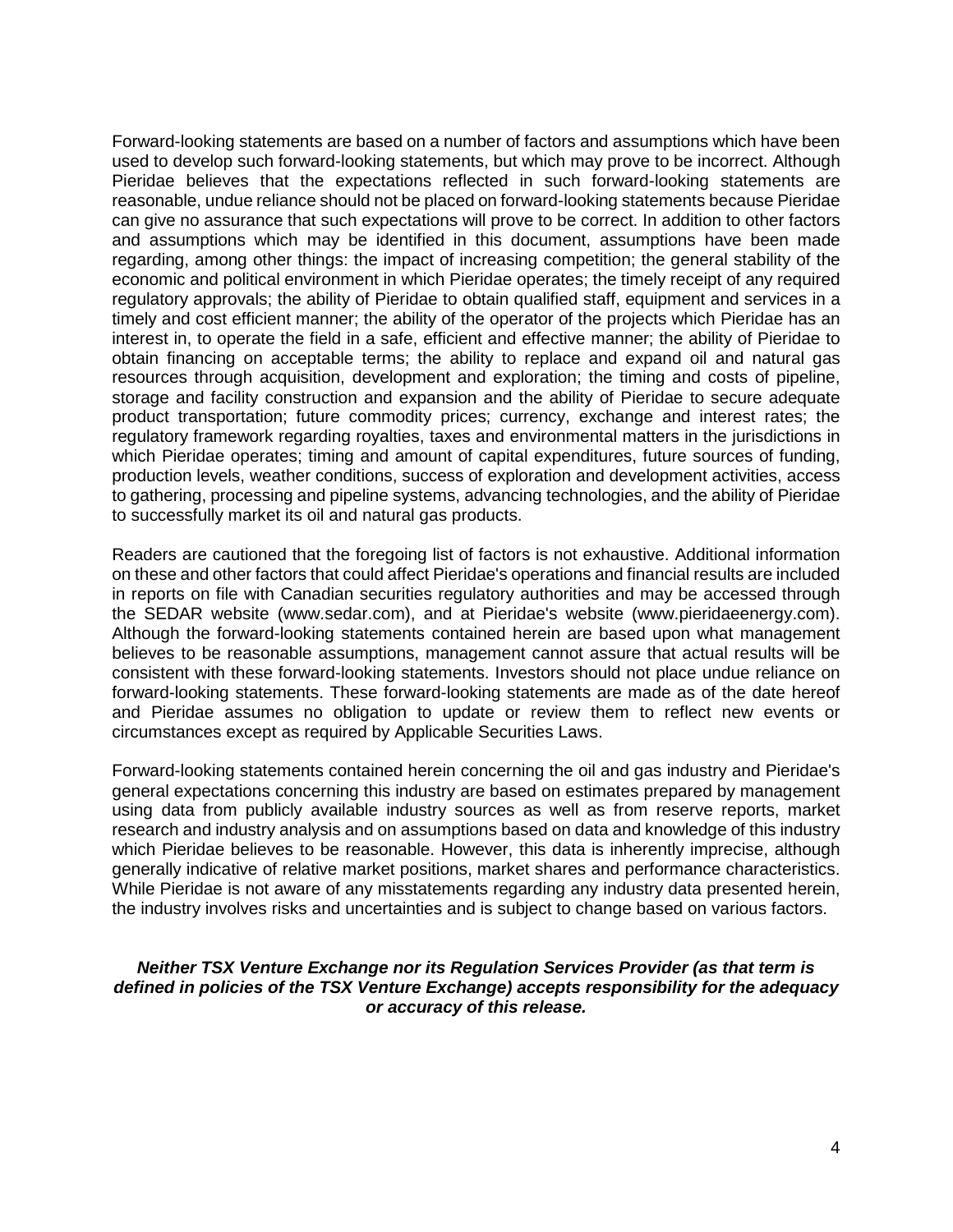Forward-looking statements are based on a number of factors and assumptions which have been used to develop such forward-looking statements, but which may prove to be incorrect. Although Pieridae believes that the expectations reflected in such forward-looking statements are reasonable, undue reliance should not be placed on forward-looking statements because Pieridae can give no assurance that such expectations will prove to be correct. In addition to other factors and assumptions which may be identified in this document, assumptions have been made regarding, among other things: the impact of increasing competition; the general stability of the economic and political environment in which Pieridae operates; the timely receipt of any required regulatory approvals; the ability of Pieridae to obtain qualified staff, equipment and services in a timely and cost efficient manner; the ability of the operator of the projects which Pieridae has an interest in, to operate the field in a safe, efficient and effective manner; the ability of Pieridae to obtain financing on acceptable terms; the ability to replace and expand oil and natural gas resources through acquisition, development and exploration; the timing and costs of pipeline, storage and facility construction and expansion and the ability of Pieridae to secure adequate product transportation; future commodity prices; currency, exchange and interest rates; the regulatory framework regarding royalties, taxes and environmental matters in the jurisdictions in which Pieridae operates; timing and amount of capital expenditures, future sources of funding, production levels, weather conditions, success of exploration and development activities, access to gathering, processing and pipeline systems, advancing technologies, and the ability of Pieridae to successfully market its oil and natural gas products.

Readers are cautioned that the foregoing list of factors is not exhaustive. Additional information on these and other factors that could affect Pieridae's operations and financial results are included in reports on file with Canadian securities regulatory authorities and may be accessed through the SEDAR website (www.sedar.com), and at Pieridae's website (www.pieridaeenergy.com). Although the forward-looking statements contained herein are based upon what management believes to be reasonable assumptions, management cannot assure that actual results will be consistent with these forward-looking statements. Investors should not place undue reliance on forward-looking statements. These forward-looking statements are made as of the date hereof and Pieridae assumes no obligation to update or review them to reflect new events or circumstances except as required by Applicable Securities Laws.

Forward-looking statements contained herein concerning the oil and gas industry and Pieridae's general expectations concerning this industry are based on estimates prepared by management using data from publicly available industry sources as well as from reserve reports, market research and industry analysis and on assumptions based on data and knowledge of this industry which Pieridae believes to be reasonable. However, this data is inherently imprecise, although generally indicative of relative market positions, market shares and performance characteristics. While Pieridae is not aware of any misstatements regarding any industry data presented herein, the industry involves risks and uncertainties and is subject to change based on various factors.

***Neither TSX Venture Exchange nor its Regulation Services Provider (as that term is defined in policies of the TSX Venture Exchange) accepts responsibility for the adequacy or accuracy of this release.***